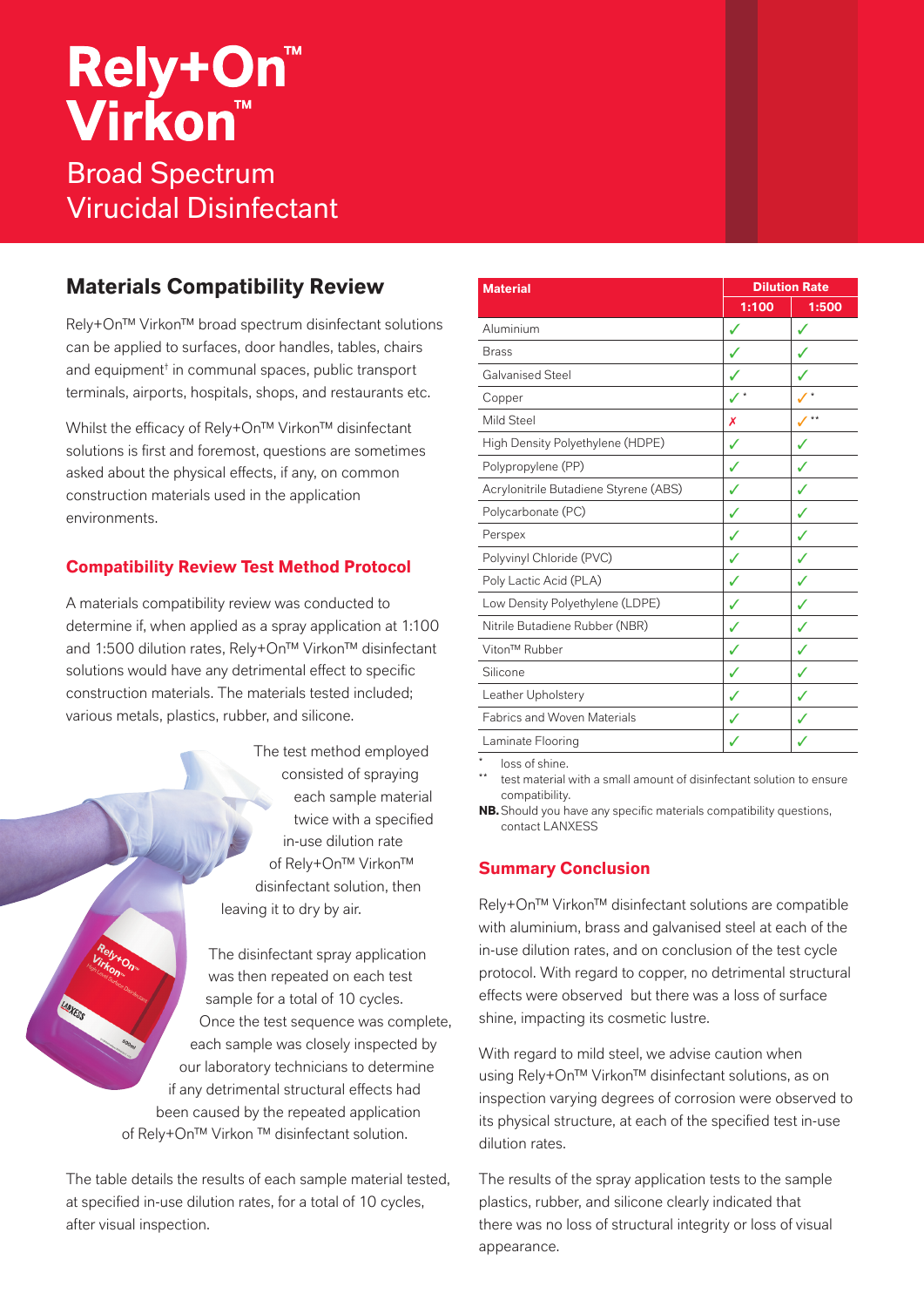# Rely+On™ Virkon™

## Broad Spectrum Virucidal Disinfectant

## Materials Compatibility Review

Rely+On™ Virkon™ broad spectrum disinfectant solutions can be applied to surfaces, door handles, tables, chairs and equipment† in communal spaces, public transport terminals, airports, hospitals, shops, and restaurants etc.

Whilst the efficacy of Rely+On™ Virkon™ disinfectant solutions is first and foremost, questions are sometimes asked about the physical effects, if any, on common construction materials used in the application environments.

### Compatibility Review Test Method Protocol

A materials compatibility review was conducted to determine if, when applied as a spray application at 1:100 and 1:500 dilution rates, Rely+On™ Virkon™ disinfectant solutions would have any detrimental effect to specific construction materials. The materials tested included; various metals, plastics, rubber, and silicone.

The test method employed consisted of spraying each sample material twice with a specified in-use dilution rate of Rely+On™ Virkon™ disinfectant solution, then leaving it to dry by air.

The disinfectant spray application was then repeated on each test sample for a total of 10 cycles. Once the test sequence was complete, each sample was closely inspected by our laboratory technicians to determine if any detrimental structural effects had been caused by the repeated application of Rely+On™ Virkon ™ disinfectant solution.

The table details the results of each sample material tested, at specified in-use dilution rates, for a total of 10 cycles, after visual inspection.

| Material | Dilution Rate | |
|---|---|---|
| | 1:100 | 1:500 |
| Aluminium | ✓ | ✓ |
| Brass | ✓ | ✓ |
| Galvanised Steel | ✓ | ✓ |
| Copper | ✓* | ✓* |
| Mild Steel | ✗ | ✓** |
| High Density Polyethylene (HDPE) | ✓ | ✓ |
| Polypropylene (PP) | ✓ | ✓ |
| Acrylonitrile Butadiene Styrene (ABS) | ✓ | ✓ |
| Polycarbonate (PC) | ✓ | ✓ |
| Perspex | ✓ | ✓ |
| Polyvinyl Chloride (PVC) | ✓ | ✓ |
| Poly Lactic Acid (PLA) | ✓ | ✓ |
| Low Density Polyethylene (LDPE) | ✓ | ✓ |
| Nitrile Butadiene Rubber (NBR) | ✓ | ✓ |
| Viton™ Rubber | ✓ | ✓ |
| Silicone | ✓ | ✓ |
| Leather Upholstery | ✓ | ✓ |
| Fabrics and Woven Materials | ✓ | ✓ |
| Laminate Flooring | ✓ | ✓ |

\* loss of shine.

\*\* test material with a small amount of disinfectant solution to ensure compatibility.

**NB.** Should you have any specific materials compatibility questions, contact LANXESS

### Summary Conclusion

Rely+On™ Virkon™ disinfectant solutions are compatible with aluminium, brass and galvanised steel at each of the in-use dilution rates, and on conclusion of the test cycle protocol. With regard to copper, no detrimental structural effects were observed but there was a loss of surface shine, impacting its cosmetic lustre.

With regard to mild steel, we advise caution when using Rely+On™ Virkon™ disinfectant solutions, as on inspection varying degrees of corrosion were observed to its physical structure, at each of the specified test in-use dilution rates.

The results of the spray application tests to the sample plastics, rubber, and silicone clearly indicated that there was no loss of structural integrity or loss of visual appearance.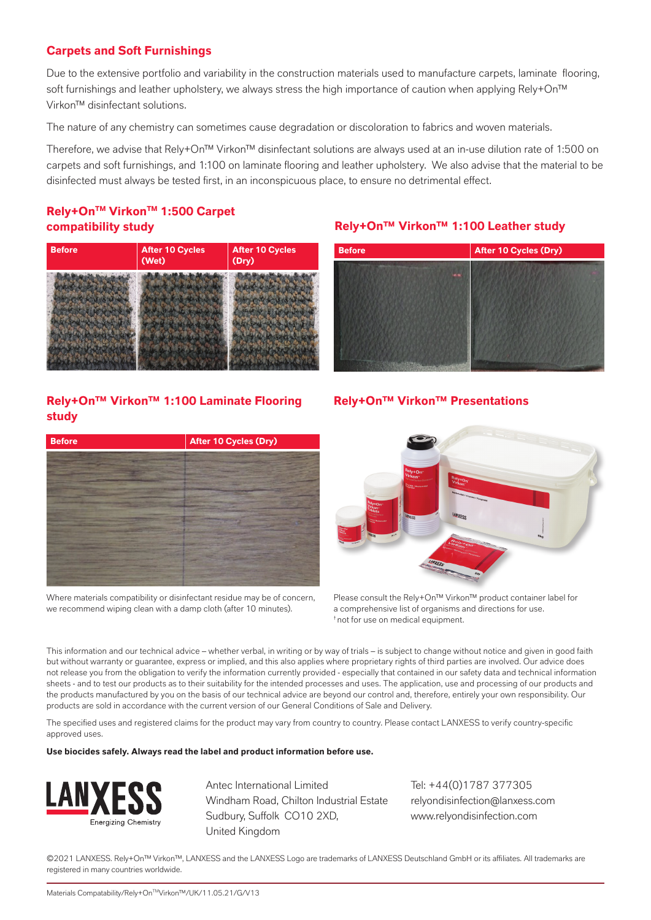## Carpets and Soft Furnishings

Due to the extensive portfolio and variability in the construction materials used to manufacture carpets, laminate flooring, soft furnishings and leather upholstery, we always stress the high importance of caution when applying Rely+On™ Virkon™ disinfectant solutions.

The nature of any chemistry can sometimes cause degradation or discoloration to fabrics and woven materials.

Therefore, we advise that Rely+On™ Virkon™ disinfectant solutions are always used at an in-use dilution rate of 1:500 on carpets and soft furnishings, and 1:100 on laminate flooring and leather upholstery. We also advise that the material to be disinfected must always be tested first, in an inconspicuous place, to ensure no detrimental effect.

### Rely+On™ Virkon™ 1:500 Carpet compatibility study

| Before | After 10 Cycles (Wet) | After 10 Cycles (Dry) |
|---|---|---|

### Rely+On™ Virkon™ 1:100 Leather study

| Before | After 10 Cycles (Dry) |
|---|---|

### Rely+On™ Virkon™ 1:100 Laminate Flooring study

| Before | After 10 Cycles (Dry) |
|---|---|

Where materials compatibility or disinfectant residue may be of concern, we recommend wiping clean with a damp cloth (after 10 minutes).

### Rely+On™ Virkon™ Presentations

Please consult the Rely+On™ Virkon™ product container label for a comprehensive list of organisms and directions for use.
[†] not for use on medical equipment.

This information and our technical advice – whether verbal, in writing or by way of trials – is subject to change without notice and given in good faith but without warranty or guarantee, express or implied, and this also applies where proprietary rights of third parties are involved. Our advice does not release you from the obligation to verify the information currently provided - especially that contained in our safety data and technical information sheets - and to test our products as to their suitability for the intended processes and uses. The application, use and processing of our products and the products manufactured by you on the basis of our technical advice are beyond our control and, therefore, entirely your own responsibility. Our products are sold in accordance with the current version of our General Conditions of Sale and Delivery.

The specified uses and registered claims for the product may vary from country to country. Please contact LANXESS to verify country-specific approved uses.

**Use biocides safely. Always read the label and product information before use.**

LANXESS
Energizing Chemistry

Antec International Limited
Windham Road, Chilton Industrial Estate
Sudbury, Suffolk CO10 2XD,
United Kingdom

Tel: +44(0)1787 377305
relyondisinfection@lanxess.com
www.relyondisinfection.com

©2021 LANXESS. Rely+On™ Virkon™, LANXESS and the LANXESS Logo are trademarks of LANXESS Deutschland GmbH or its affiliates. All trademarks are registered in many countries worldwide.

Materials Compatability/Rely+On™Virkon™/UK/11.05.21/G/V13